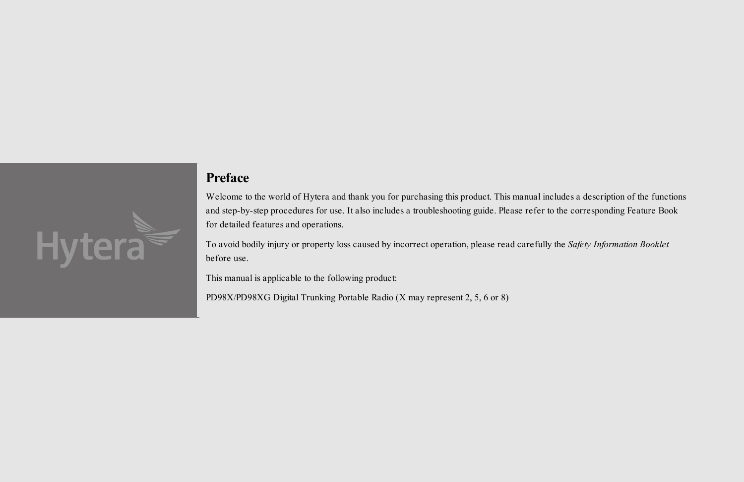# Preface

Welcome to the world of Hytera and thank you for purchasing this product. This manual includes a description of the functions and step-by-step procedures for use. It also includes a troubleshooting guide. Please refer to the corresponding Feature Book for detailed features and operations.

To avoid bodily injury or property loss caused by incorrect operation, please read carefully the *Safety Information Booklet* before use.

This manual is applicable to the following product:

PD98X/PD98XG Digital Trunking Portable Radio (X may represent 2, 5, 6 or 8)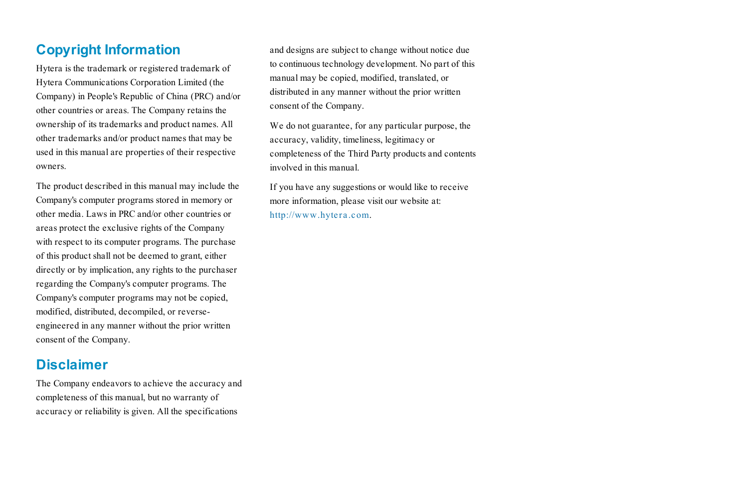## Copyright Information

Hytera is the trademark or registered trademark of Hytera Communications Corporation Limited (the Company) in People's Republic of China (PRC) and/or other countries or areas. The Company retains the ownership of its trademarks and product names. All other trademarks and/or product names that may be used in this manual are properties of their respective owners.

The product described in this manual may include the Company's computer programs stored in memory or other media. Laws in PRC and/or other countries or areas protect the exclusive rights of the Company with respect to its computer programs. The purchase of this product shall not be deemed to grant, either directly or by implication, any rights to the purchaser regarding the Company's computer programs. The Company's computer programs may not be copied, modified, distributed, decompiled, or reverse-engineered in any manner without the prior written consent of the Company.

## Disclaimer

The Company endeavors to achieve the accuracy and completeness of this manual, but no warranty of accuracy or reliability is given. All the specifications and designs are subject to change without notice due to continuous technology development. No part of this manual may be copied, modified, translated, or distributed in any manner without the prior written consent of the Company.

We do not guarantee, for any particular purpose, the accuracy, validity, timeliness, legitimacy or completeness of the Third Party products and contents involved in this manual.

If you have any suggestions or would like to receive more information, please visit our website at: http://www.hytera.com.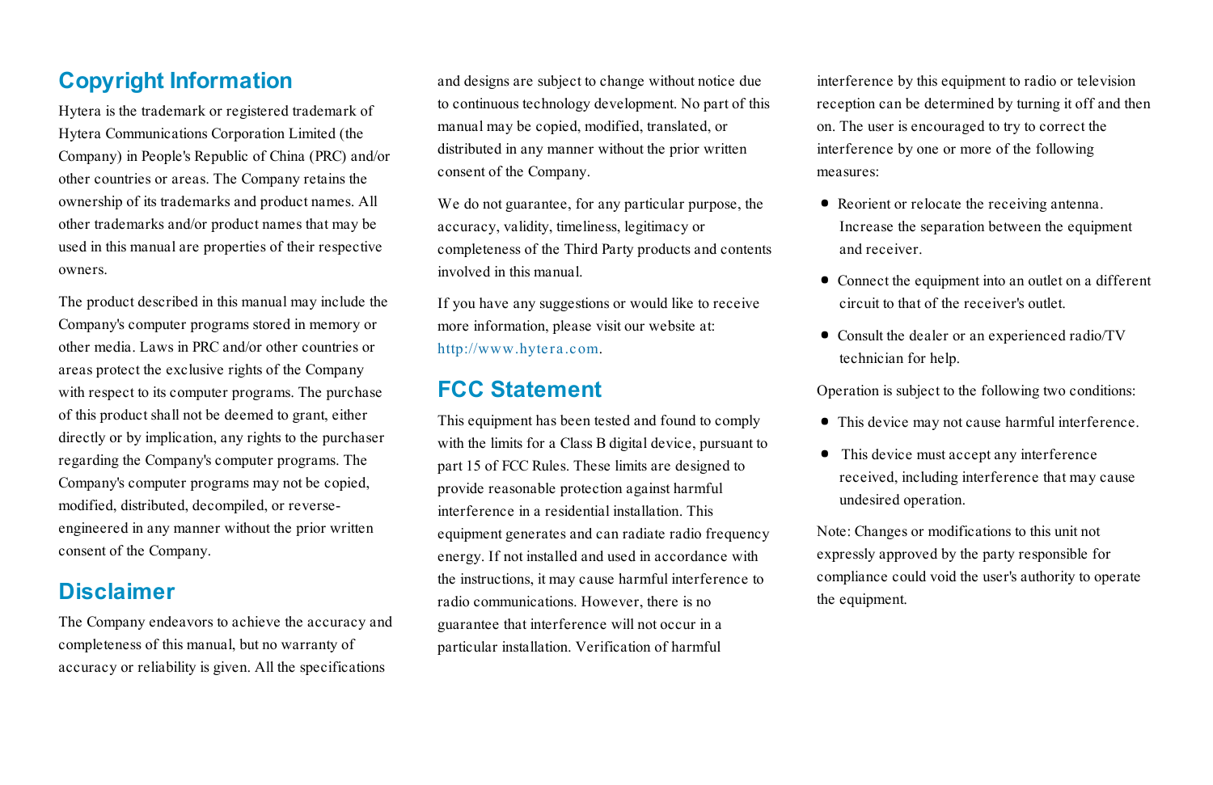## Copyright Information

Hytera is the trademark or registered trademark of Hytera Communications Corporation Limited (the Company) in People's Republic of China (PRC) and/or other countries or areas. The Company retains the ownership of its trademarks and product names. All other trademarks and/or product names that may be used in this manual are properties of their respective owners.

The product described in this manual may include the Company's computer programs stored in memory or other media. Laws in PRC and/or other countries or areas protect the exclusive rights of the Company with respect to its computer programs. The purchase of this product shall not be deemed to grant, either directly or by implication, any rights to the purchaser regarding the Company's computer programs. The Company's computer programs may not be copied, modified, distributed, decompiled, or reverse-engineered in any manner without the prior written consent of the Company.

## Disclaimer

The Company endeavors to achieve the accuracy and completeness of this manual, but no warranty of accuracy or reliability is given. All the specifications and designs are subject to change without notice due to continuous technology development. No part of this manual may be copied, modified, translated, or distributed in any manner without the prior written consent of the Company.

We do not guarantee, for any particular purpose, the accuracy, validity, timeliness, legitimacy or completeness of the Third Party products and contents involved in this manual.

If you have any suggestions or would like to receive more information, please visit our website at: http://www.hytera.com.

## FCC Statement

This equipment has been tested and found to comply with the limits for a Class B digital device, pursuant to part 15 of FCC Rules. These limits are designed to provide reasonable protection against harmful interference in a residential installation. This equipment generates and can radiate radio frequency energy. If not installed and used in accordance with the instructions, it may cause harmful interference to radio communications. However, there is no guarantee that interference will not occur in a particular installation. Verification of harmful interference by this equipment to radio or television reception can be determined by turning it off and then on. The user is encouraged to try to correct the interference by one or more of the following measures:

- Reorient or relocate the receiving antenna. Increase the separation between the equipment and receiver.
- Connect the equipment into an outlet on a different circuit to that of the receiver's outlet.
- Consult the dealer or an experienced radio/TV technician for help.

Operation is subject to the following two conditions:

- This device may not cause harmful interference.
- This device must accept any interference received, including interference that may cause undesired operation.

Note: Changes or modifications to this unit not expressly approved by the party responsible for compliance could void the user's authority to operate the equipment.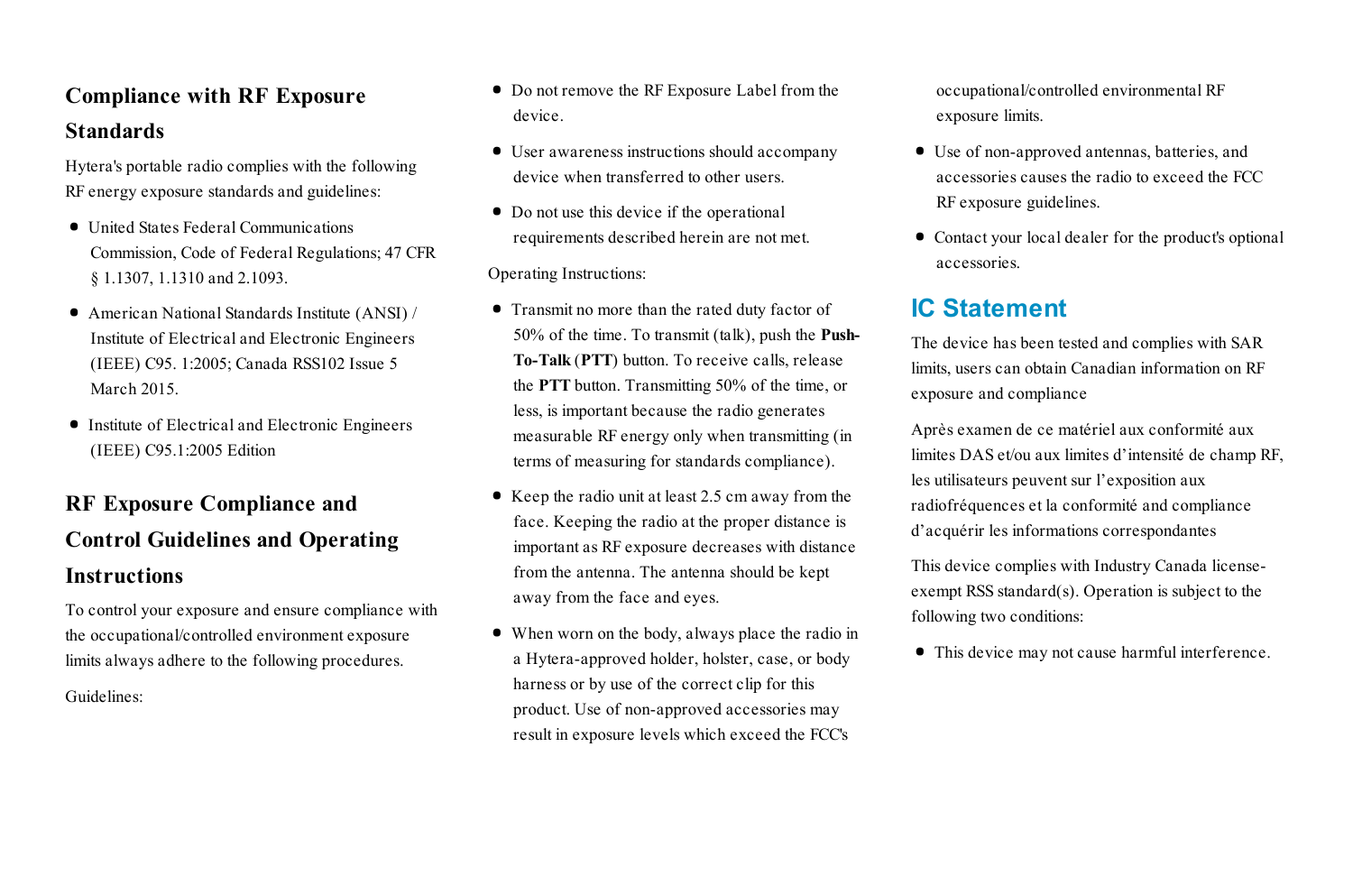## Compliance with RF Exposure Standards

Hytera's portable radio complies with the following RF energy exposure standards and guidelines:

- United States Federal Communications Commission, Code of Federal Regulations; 47 CFR § 1.1307, 1.1310 and 2.1093.
- American National Standards Institute (ANSI) / Institute of Electrical and Electronic Engineers (IEEE) C95. 1:2005; Canada RSS102 Issue 5 March 2015.
- Institute of Electrical and Electronic Engineers (IEEE) C95.1:2005 Edition

## RF Exposure Compliance and Control Guidelines and Operating Instructions

To control your exposure and ensure compliance with the occupational/controlled environment exposure limits always adhere to the following procedures.

Guidelines:

- Do not remove the RF Exposure Label from the device.
- User awareness instructions should accompany device when transferred to other users.
- Do not use this device if the operational requirements described herein are not met.

Operating Instructions:

- Transmit no more than the rated duty factor of 50% of the time. To transmit (talk), push the **Push-To-Talk** (**PTT**) button. To receive calls, release the **PTT** button. Transmitting 50% of the time, or less, is important because the radio generates measurable RF energy only when transmitting (in terms of measuring for standards compliance).
- Keep the radio unit at least 2.5 cm away from the face. Keeping the radio at the proper distance is important as RF exposure decreases with distance from the antenna. The antenna should be kept away from the face and eyes.
- When worn on the body, always place the radio in a Hytera-approved holder, holster, case, or body harness or by use of the correct clip for this product. Use of non-approved accessories may result in exposure levels which exceed the FCC's occupational/controlled environmental RF exposure limits.
- Use of non-approved antennas, batteries, and accessories causes the radio to exceed the FCC RF exposure guidelines.
- Contact your local dealer for the product's optional accessories.

## IC Statement

The device has been tested and complies with SAR limits, users can obtain Canadian information on RF exposure and compliance

Après examen de ce matériel aux conformité aux limites DAS et/ou aux limites d'intensité de champ RF, les utilisateurs peuvent sur l'exposition aux radiofréquences et la conformité and compliance d'acquérir les informations correspondantes

This device complies with Industry Canada license-exempt RSS standard(s). Operation is subject to the following two conditions:

- This device may not cause harmful interference.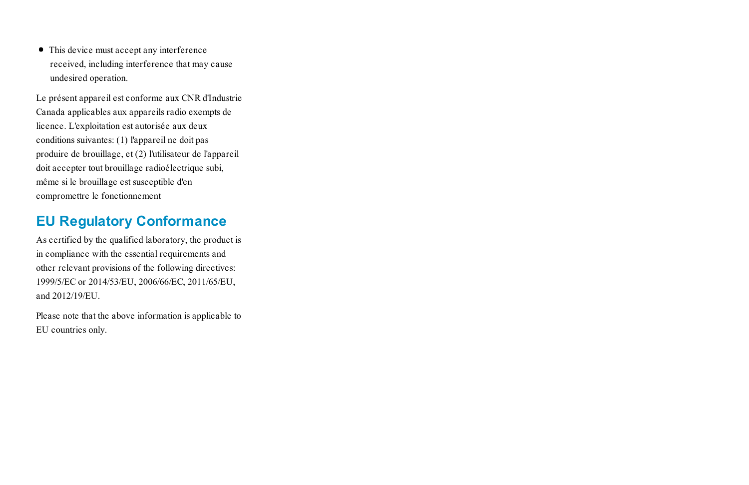- This device must accept any interference received, including interference that may cause undesired operation.

Le présent appareil est conforme aux CNR d'Industrie Canada applicables aux appareils radio exempts de licence. L'exploitation est autorisée aux deux conditions suivantes: (1) l'appareil ne doit pas produire de brouillage, et (2) l'utilisateur de l'appareil doit accepter tout brouillage radioélectrique subi, même si le brouillage est susceptible d'en compromettre le fonctionnement

## EU Regulatory Conformance

As certified by the qualified laboratory, the product is in compliance with the essential requirements and other relevant provisions of the following directives: 1999/5/EC or 2014/53/EU, 2006/66/EC, 2011/65/EU, and 2012/19/EU.

Please note that the above information is applicable to EU countries only.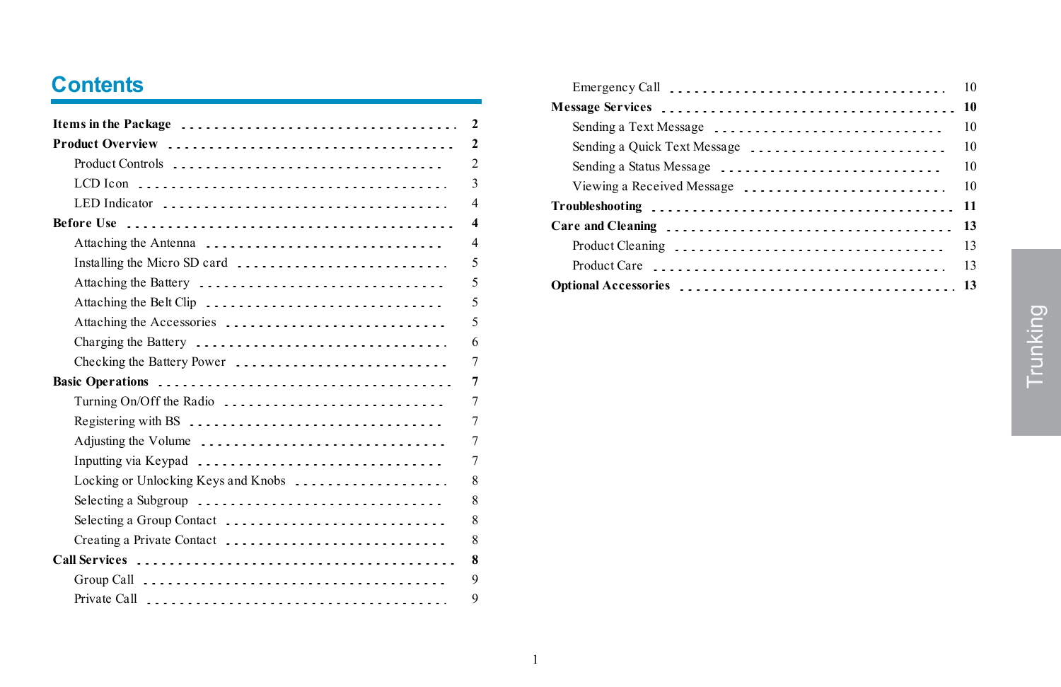# Contents

**Items in the Package** ........ **2**

**Product Overview** ........ **2**

- Product Controls ........ 2
- LCD Icon ........ 3
- LED Indicator ........ 4

**Before Use** ........ **4**

- Attaching the Antenna ........ 4
- Installing the Micro SD card ........ 5
- Attaching the Battery ........ 5
- Attaching the Belt Clip ........ 5
- Attaching the Accessories ........ 5
- Charging the Battery ........ 6
- Checking the Battery Power ........ 7

**Basic Operations** ........ **7**

- Turning On/Off the Radio ........ 7
- Registering with BS ........ 7
- Adjusting the Volume ........ 7
- Inputting via Keypad ........ 7
- Locking or Unlocking Keys and Knobs ........ 8
- Selecting a Subgroup ........ 8
- Selecting a Group Contact ........ 8
- Creating a Private Contact ........ 8

**Call Services** ........ **8**

- Group Call ........ 9
- Private Call ........ 9
- Emergency Call ........ 10

**Message Services** ........ **10**

- Sending a Text Message ........ 10
- Sending a Quick Text Message ........ 10
- Sending a Status Message ........ 10
- Viewing a Received Message ........ 10

**Troubleshooting** ........ **11**

**Care and Cleaning** ........ **13**

- Product Cleaning ........ 13
- Product Care ........ 13

**Optional Accessories** ........ **13**

Trunking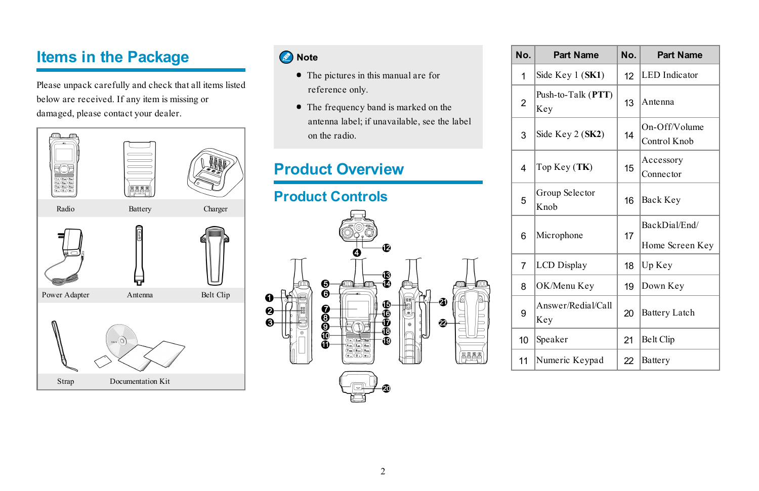# Items in the Package

Please unpack carefully and check that all items listed below are received. If any item is missing or damaged, please contact your dealer.

| | | |
|---|---|---|
| Radio | Battery | Charger |
| Power Adapter | Antenna | Belt Clip |
| Strap | Documentation Kit | |

**Note**

- The pictures in this manual are for reference only.
- The frequency band is marked on the antenna label; if unavailable, see the label on the radio.

# Product Overview

## Product Controls

| No. | Part Name | No. | Part Name |
|---|---|---|---|
| 1 | Side Key 1 (**SK1**) | 12 | LED Indicator |
| 2 | Push-to-Talk (**PTT**) Key | 13 | Antenna |
| 3 | Side Key 2 (**SK2**) | 14 | On-Off/Volume Control Knob |
| 4 | Top Key (**TK**) | 15 | Accessory Connector |
| 5 | Group Selector Knob | 16 | Back Key |
| 6 | Microphone | 17 | BackDial/End/ Home Screen Key |
| 7 | LCD Display | 18 | Up Key |
| 8 | OK/Menu Key | 19 | Down Key |
| 9 | Answer/Redial/Call Key | 20 | Battery Latch |
| 10 | Speaker | 21 | Belt Clip |
| 11 | Numeric Keypad | 22 | Battery |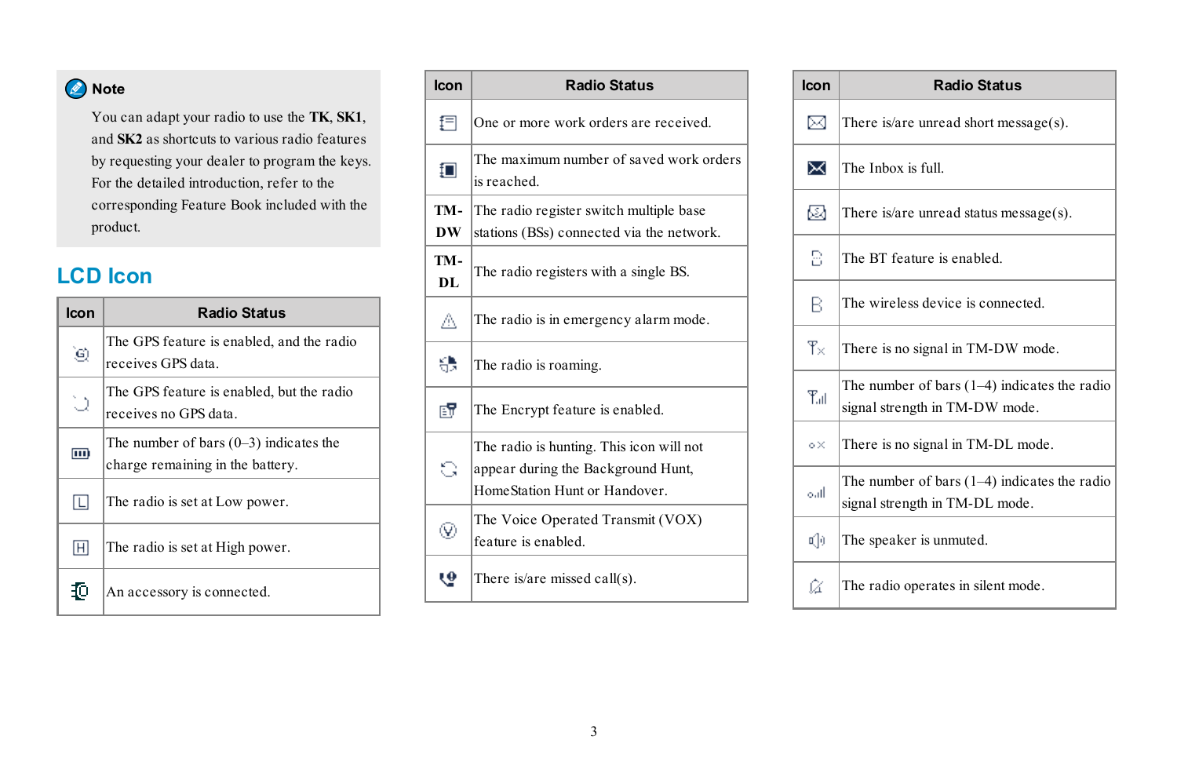> **Note**
>
> You can adapt your radio to use the **TK**, **SK1**, and **SK2** as shortcuts to various radio features by requesting your dealer to program the keys. For the detailed introduction, refer to the corresponding Feature Book included with the product.

## LCD Icon

| Icon | Radio Status |
|---|---|
| | The GPS feature is enabled, and the radio receives GPS data. |
| | The GPS feature is enabled, but the radio receives no GPS data. |
| | The number of bars (0–3) indicates the charge remaining in the battery. |
| | The radio is set at Low power. |
| | The radio is set at High power. |
| | An accessory is connected. |
| | One or more work orders are received. |
| | The maximum number of saved work orders is reached. |
| TM-DW | The radio register switch multiple base stations (BSs) connected via the network. |
| TM-DL | The radio registers with a single BS. |
| | The radio is in emergency alarm mode. |
| | The radio is roaming. |
| | The Encrypt feature is enabled. |
| | The radio is hunting. This icon will not appear during the Background Hunt, HomeStation Hunt or Handover. |
| | The Voice Operated Transmit (VOX) feature is enabled. |
| | There is/are missed call(s). |
| | There is/are unread short message(s). |
| | The Inbox is full. |
| | There is/are unread status message(s). |
| | The BT feature is enabled. |
| | The wireless device is connected. |
| | There is no signal in TM-DW mode. |
| | The number of bars (1–4) indicates the radio signal strength in TM-DW mode. |
| | There is no signal in TM-DL mode. |
| | The number of bars (1–4) indicates the radio signal strength in TM-DL mode. |
| | The speaker is unmuted. |
| | The radio operates in silent mode. |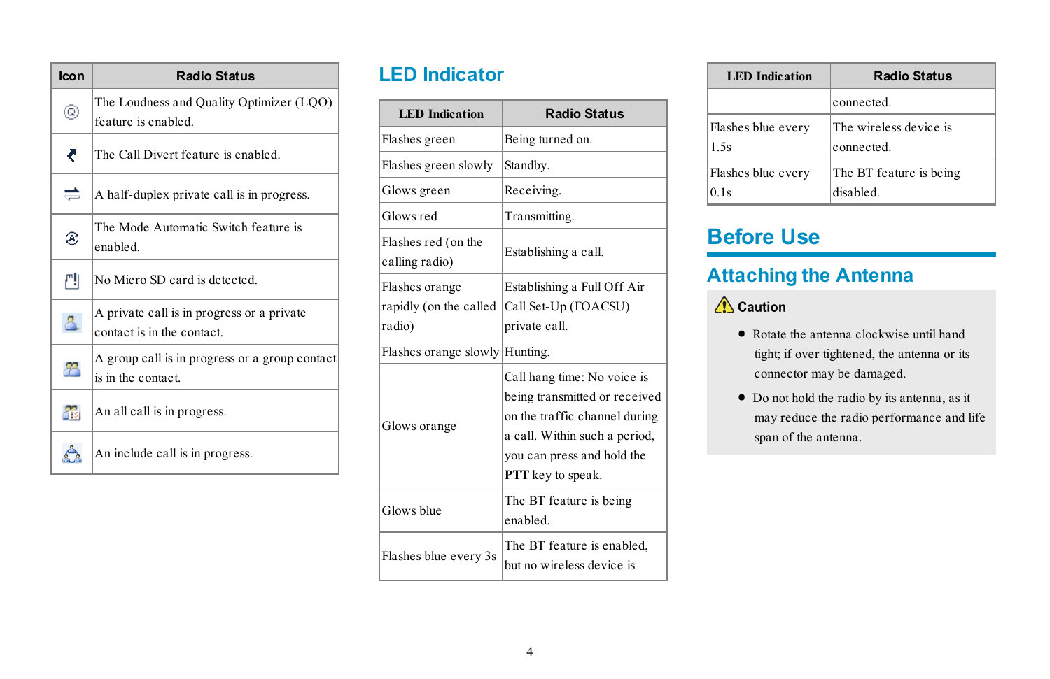| Icon | Radio Status |
|---|---|
| | The Loudness and Quality Optimizer (LQO) feature is enabled. |
| | The Call Divert feature is enabled. |
| | A half-duplex private call is in progress. |
| | The Mode Automatic Switch feature is enabled. |
| | No Micro SD card is detected. |
| | A private call is in progress or a private contact is in the contact. |
| | A group call is in progress or a group contact is in the contact. |
| | An all call is in progress. |
| | An include call is in progress. |

## LED Indicator

| LED Indication | Radio Status |
|---|---|
| Flashes green | Being turned on. |
| Flashes green slowly | Standby. |
| Glows green | Receiving. |
| Glows red | Transmitting. |
| Flashes red (on the calling radio) | Establishing a call. |
| Flashes orange rapidly (on the called radio) | Establishing a Full Off Air Call Set-Up (FOACSU) private call. |
| Flashes orange slowly | Hunting. |
| Glows orange | Call hang time: No voice is being transmitted or received on the traffic channel during a call. Within such a period, you can press and hold the **PTT** key to speak. |
| Glows blue | The BT feature is being enabled. |
| Flashes blue every 3s | The BT feature is enabled, but no wireless device is connected. |
| Flashes blue every 1.5s | The wireless device is connected. |
| Flashes blue every 0.1s | The BT feature is being disabled. |

# Before Use

## Attaching the Antenna

**Caution**

- Rotate the antenna clockwise until hand tight; if over tightened, the antenna or its connector may be damaged.
- Do not hold the radio by its antenna, as it may reduce the radio performance and life span of the antenna.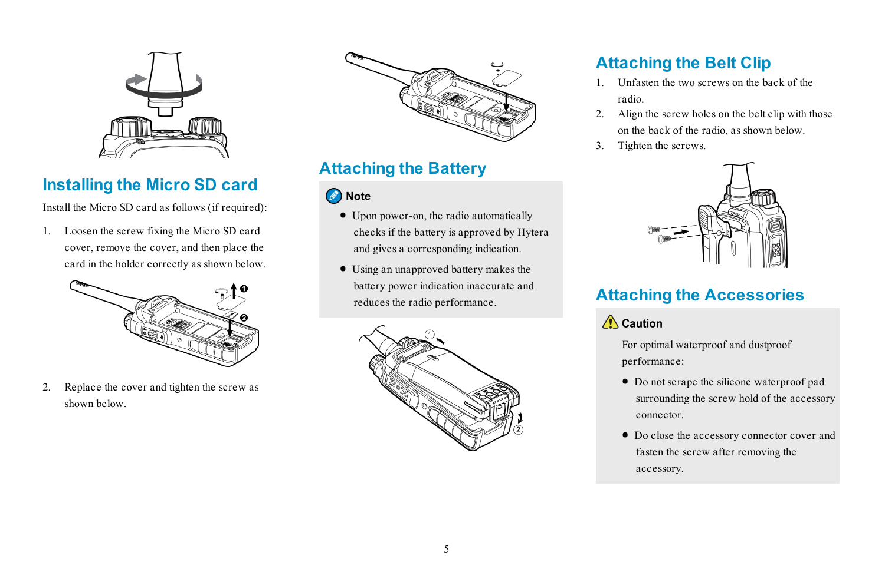## Installing the Micro SD card

Install the Micro SD card as follows (if required):

1. Loosen the screw fixing the Micro SD card cover, remove the cover, and then place the card in the holder correctly as shown below.

2. Replace the cover and tighten the screw as shown below.

## Attaching the Battery

**Note**

- Upon power-on, the radio automatically checks if the battery is approved by Hytera and gives a corresponding indication.
- Using an unapproved battery makes the battery power indication inaccurate and reduces the radio performance.

## Attaching the Belt Clip

1. Unfasten the two screws on the back of the radio.
2. Align the screw holes on the belt clip with those on the back of the radio, as shown below.
3. Tighten the screws.

## Attaching the Accessories

**Caution**

For optimal waterproof and dustproof performance:

- Do not scrape the silicone waterproof pad surrounding the screw hold of the accessory connector.
- Do close the accessory connector cover and fasten the screw after removing the accessory.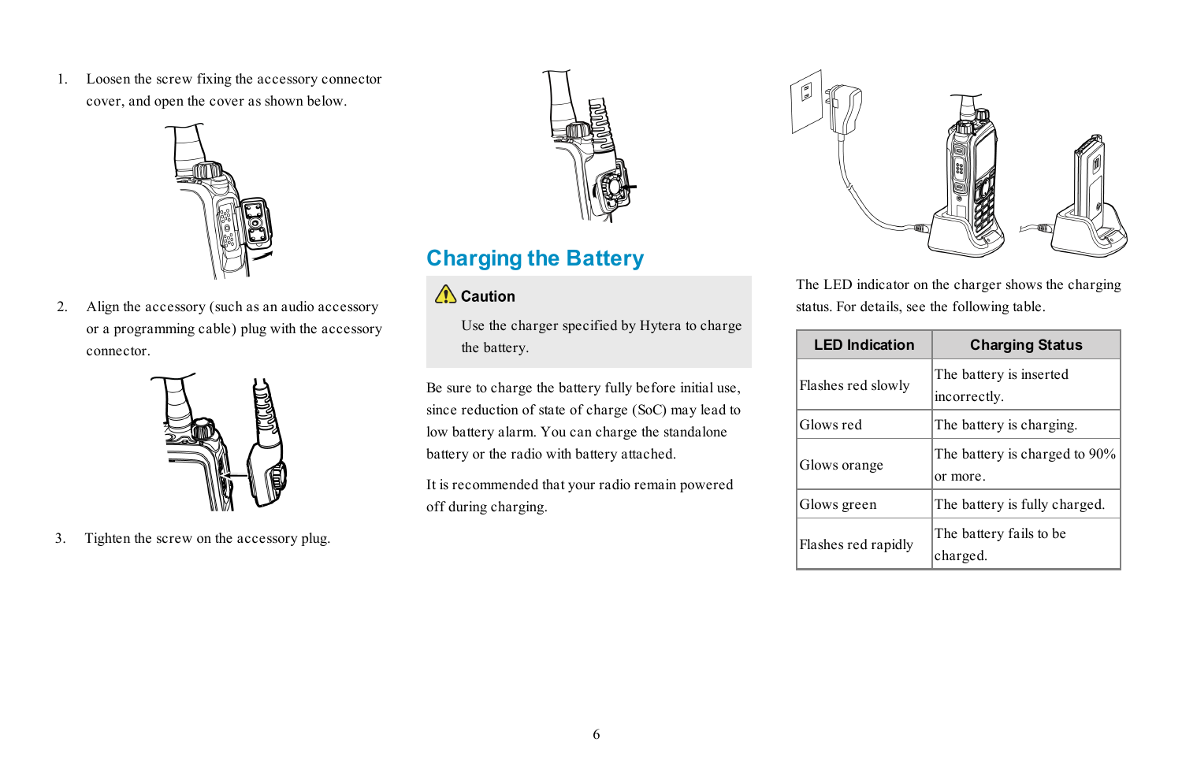1. Loosen the screw fixing the accessory connector cover, and open the cover as shown below.

2. Align the accessory (such as an audio accessory or a programming cable) plug with the accessory connector.

3. Tighten the screw on the accessory plug.

## Charging the Battery

**Caution**

Use the charger specified by Hytera to charge the battery.

Be sure to charge the battery fully before initial use, since reduction of state of charge (SoC) may lead to low battery alarm. You can charge the standalone battery or the radio with battery attached.

It is recommended that your radio remain powered off during charging.

The LED indicator on the charger shows the charging status. For details, see the following table.

| LED Indication | Charging Status |
|---|---|
| Flashes red slowly | The battery is inserted incorrectly. |
| Glows red | The battery is charging. |
| Glows orange | The battery is charged to 90% or more. |
| Glows green | The battery is fully charged. |
| Flashes red rapidly | The battery fails to be charged. |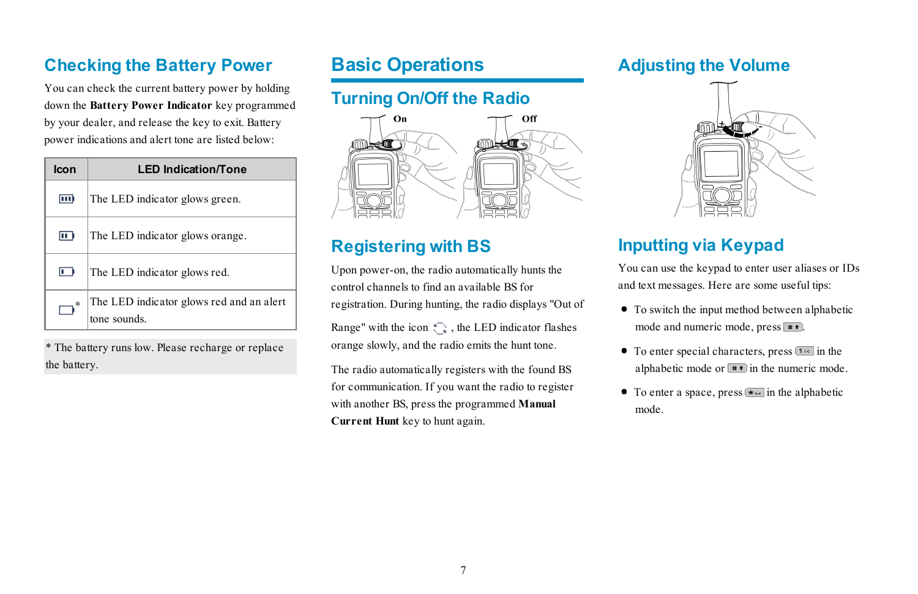## Checking the Battery Power

You can check the current battery power by holding down the **Battery Power Indicator** key programmed by your dealer, and release the key to exit. Battery power indications and alert tone are listed below:

| Icon | LED Indication/Tone |
|---|---|
| (full battery) | The LED indicator glows green. |
| (medium battery) | The LED indicator glows orange. |
| (low battery) | The LED indicator glows red. |
| (empty battery)* | The LED indicator glows red and an alert tone sounds. |

* The battery runs low. Please recharge or replace the battery.

# Basic Operations

## Turning On/Off the Radio

On Off

## Registering with BS

Upon power-on, the radio automatically hunts the control channels to find an available BS for registration. During hunting, the radio displays "Out of Range" with the icon (hunt icon), the LED indicator flashes orange slowly, and the radio emits the hunt tone.

The radio automatically registers with the found BS for communication. If you want the radio to register with another BS, press the programmed **Manual Current Hunt** key to hunt again.

## Adjusting the Volume

## Inputting via Keypad

You can use the keypad to enter user aliases or IDs and text messages. Here are some useful tips:

- To switch the input method between alphabetic mode and numeric mode, press (#⇧).
- To enter special characters, press (1 ı<) in the alphabetic mode or (#⇧) in the numeric mode.
- To enter a space, press (*⌴) in the alphabetic mode.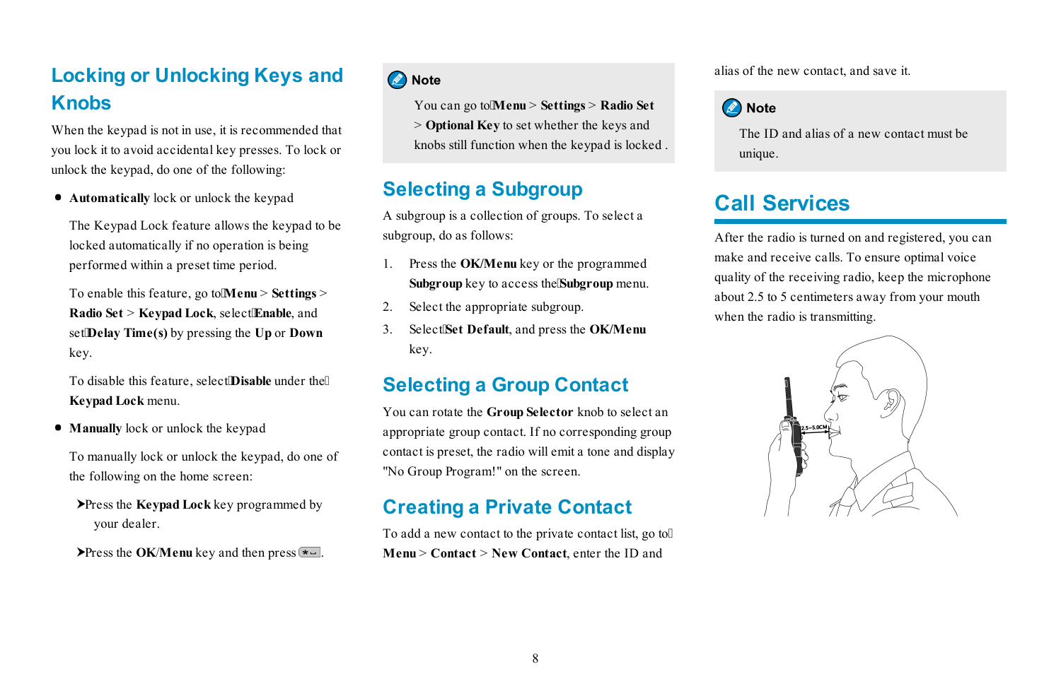## Locking or Unlocking Keys and Knobs

When the keypad is not in use, it is recommended that you lock it to avoid accidental key presses. To lock or unlock the keypad, do one of the following:

- **Automatically** lock or unlock the keypad

  The Keypad Lock feature allows the keypad to be locked automatically if no operation is being performed within a preset time period.

  To enable this feature, go to **Menu** > **Settings** > **Radio Set** > **Keypad Lock**, select **Enable**, and set **Delay Time(s)** by pressing the **Up** or **Down** key.

  To disable this feature, select **Disable** under the **Keypad Lock** menu.

- **Manually** lock or unlock the keypad

  To manually lock or unlock the keypad, do one of the following on the home screen:

  ➤Press the **Keypad Lock** key programmed by your dealer.

  ➤Press the **OK/Menu** key and then press *.

> **Note**
>
> You can go to **Menu** > **Settings** > **Radio Set** > **Optional Key** to set whether the keys and knobs still function when the keypad is locked .

## Selecting a Subgroup

A subgroup is a collection of groups. To select a subgroup, do as follows:

1. Press the **OK/Menu** key or the programmed **Subgroup** key to access the **Subgroup** menu.
2. Select the appropriate subgroup.
3. Select **Set Default**, and press the **OK/Menu** key.

## Selecting a Group Contact

You can rotate the **Group Selector** knob to select an appropriate group contact. If no corresponding group contact is preset, the radio will emit a tone and display "No Group Program!" on the screen.

## Creating a Private Contact

To add a new contact to the private contact list, go to **Menu** > **Contact** > **New Contact**, enter the ID and alias of the new contact, and save it.

> **Note**
>
> The ID and alias of a new contact must be unique.

# Call Services

After the radio is turned on and registered, you can make and receive calls. To ensure optimal voice quality of the receiving radio, keep the microphone about 2.5 to 5 centimeters away from your mouth when the radio is transmitting.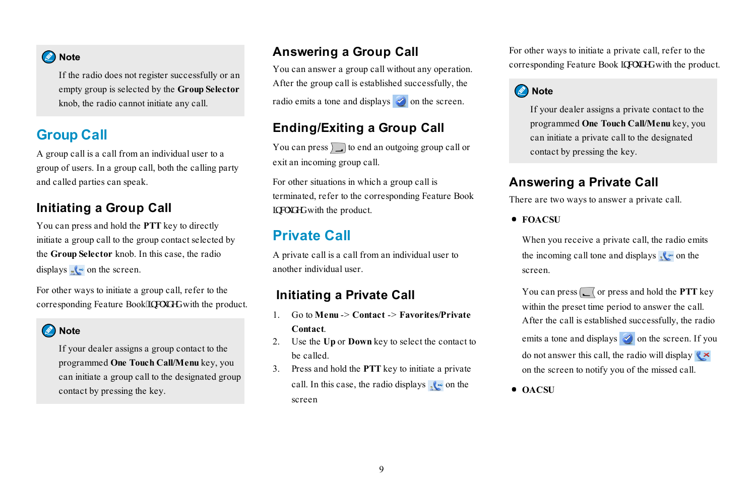> **Note**
>
> If the radio does not register successfully or an empty group is selected by the **Group Selector** knob, the radio cannot initiate any call.

# Group Call

A group call is a call from an individual user to a group of users. In a group call, both the calling party and called parties can speak.

## Initiating a Group Call

You can press and hold the **PTT** key to directly initiate a group call to the group contact selected by the **Group Selector** knob. In this case, the radio displays on the screen.

For other ways to initiate a group call, refer to the corresponding Feature BookLQFOXGHGwith the product.

> **Note**
>
> If your dealer assigns a group contact to the programmed **One Touch Call/Menu** key, you can initiate a group call to the designated group contact by pressing the key.

## Answering a Group Call

You can answer a group call without any operation. After the group call is established successfully, the radio emits a tone and displays on the screen.

## Ending/Exiting a Group Call

You can press to end an outgoing group call or exit an incoming group call.

For other situations in which a group call is terminated, refer to the corresponding Feature Book LQFOXGHGwith the product.

# Private Call

A private call is a call from an individual user to another individual user.

## Initiating a Private Call

1. Go to **Menu** -> **Contact** -> **Favorites/Private Contact**.
2. Use the **Up** or **Down** key to select the contact to be called.
3. Press and hold the **PTT** key to initiate a private call. In this case, the radio displays on the screen

For other ways to initiate a private call, refer to the corresponding Feature Book LQFOXGHGwith the product.

> **Note**
>
> If your dealer assigns a private contact to the programmed **One Touch Call/Menu** key, you can initiate a private call to the designated contact by pressing the key.

## Answering a Private Call

There are two ways to answer a private call.

- **FOACSU**

  When you receive a private call, the radio emits the incoming call tone and displays on the screen.

  You can press or press and hold the **PTT** key within the preset time period to answer the call. After the call is established successfully, the radio emits a tone and displays on the screen. If you do not answer this call, the radio will display on the screen to notify you of the missed call.

- **OACSU**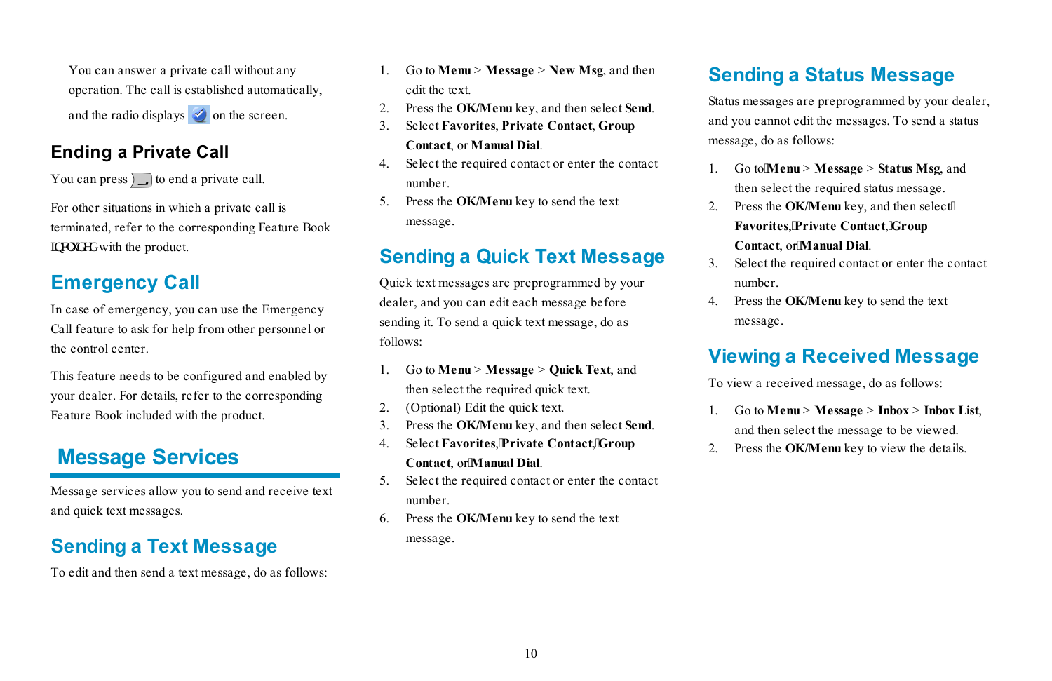You can answer a private call without any operation. The call is established automatically, and the radio displays on the screen.

### Ending a Private Call

You can press to end a private call.

For other situations in which a private call is terminated, refer to the corresponding Feature Book included with the product.

## Emergency Call

In case of emergency, you can use the Emergency Call feature to ask for help from other personnel or the control center.

This feature needs to be configured and enabled by your dealer. For details, refer to the corresponding Feature Book included with the product.

# Message Services

Message services allow you to send and receive text and quick text messages.

## Sending a Text Message

To edit and then send a text message, do as follows:

1. Go to **Menu** > **Message** > **New Msg**, and then edit the text.
2. Press the **OK/Menu** key, and then select **Send**.
3. Select **Favorites**, **Private Contact**, **Group Contact**, or **Manual Dial**.
4. Select the required contact or enter the contact number.
5. Press the **OK/Menu** key to send the text message.

## Sending a Quick Text Message

Quick text messages are preprogrammed by your dealer, and you can edit each message before sending it. To send a quick text message, do as follows:

1. Go to **Menu** > **Message** > **Quick Text**, and then select the required quick text.
2. (Optional) Edit the quick text.
3. Press the **OK/Menu** key, and then select **Send**.
4. Select **Favorites**, **Private Contact**, **Group Contact**, or **Manual Dial**.
5. Select the required contact or enter the contact number.
6. Press the **OK/Menu** key to send the text message.

## Sending a Status Message

Status messages are preprogrammed by your dealer, and you cannot edit the messages. To send a status message, do as follows:

1. Go to **Menu** > **Message** > **Status Msg**, and then select the required status message.
2. Press the **OK/Menu** key, and then select **Favorites**, **Private Contact**, **Group Contact**, or **Manual Dial**.
3. Select the required contact or enter the contact number.
4. Press the **OK/Menu** key to send the text message.

## Viewing a Received Message

To view a received message, do as follows:

1. Go to **Menu** > **Message** > **Inbox** > **Inbox List**, and then select the message to be viewed.
2. Press the **OK/Menu** key to view the details.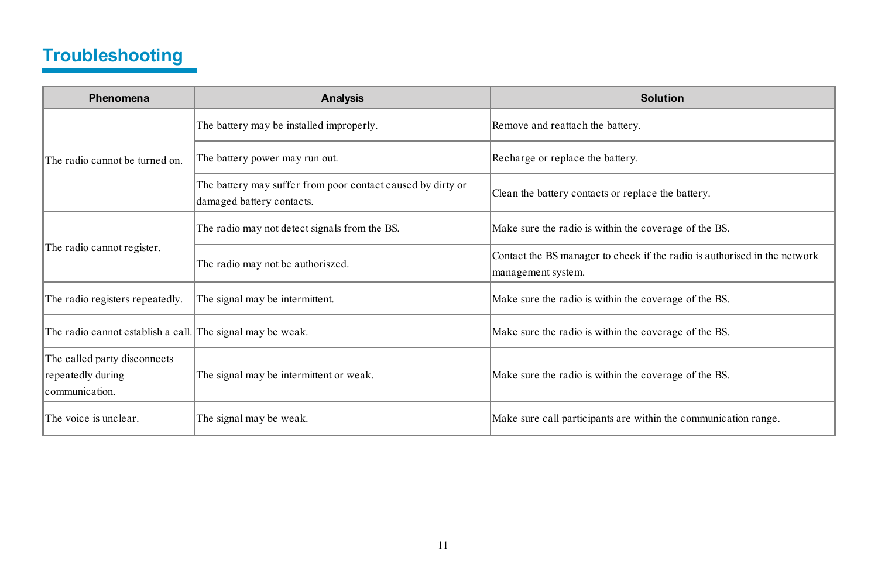## Troubleshooting

| Phenomena | Analysis | Solution |
|---|---|---|
| The radio cannot be turned on. | The battery may be installed improperly. | Remove and reattach the battery. |
| | The battery power may run out. | Recharge or replace the battery. |
| | The battery may suffer from poor contact caused by dirty or damaged battery contacts. | Clean the battery contacts or replace the battery. |
| The radio cannot register. | The radio may not detect signals from the BS. | Make sure the radio is within the coverage of the BS. |
| | The radio may not be authoriszed. | Contact the BS manager to check if the radio is authorised in the network management system. |
| The radio registers repeatedly. | The signal may be intermittent. | Make sure the radio is within the coverage of the BS. |
| The radio cannot establish a call. | The signal may be weak. | Make sure the radio is within the coverage of the BS. |
| The called party disconnects repeatedly during communication. | The signal may be intermittent or weak. | Make sure the radio is within the coverage of the BS. |
| The voice is unclear. | The signal may be weak. | Make sure call participants are within the communication range. |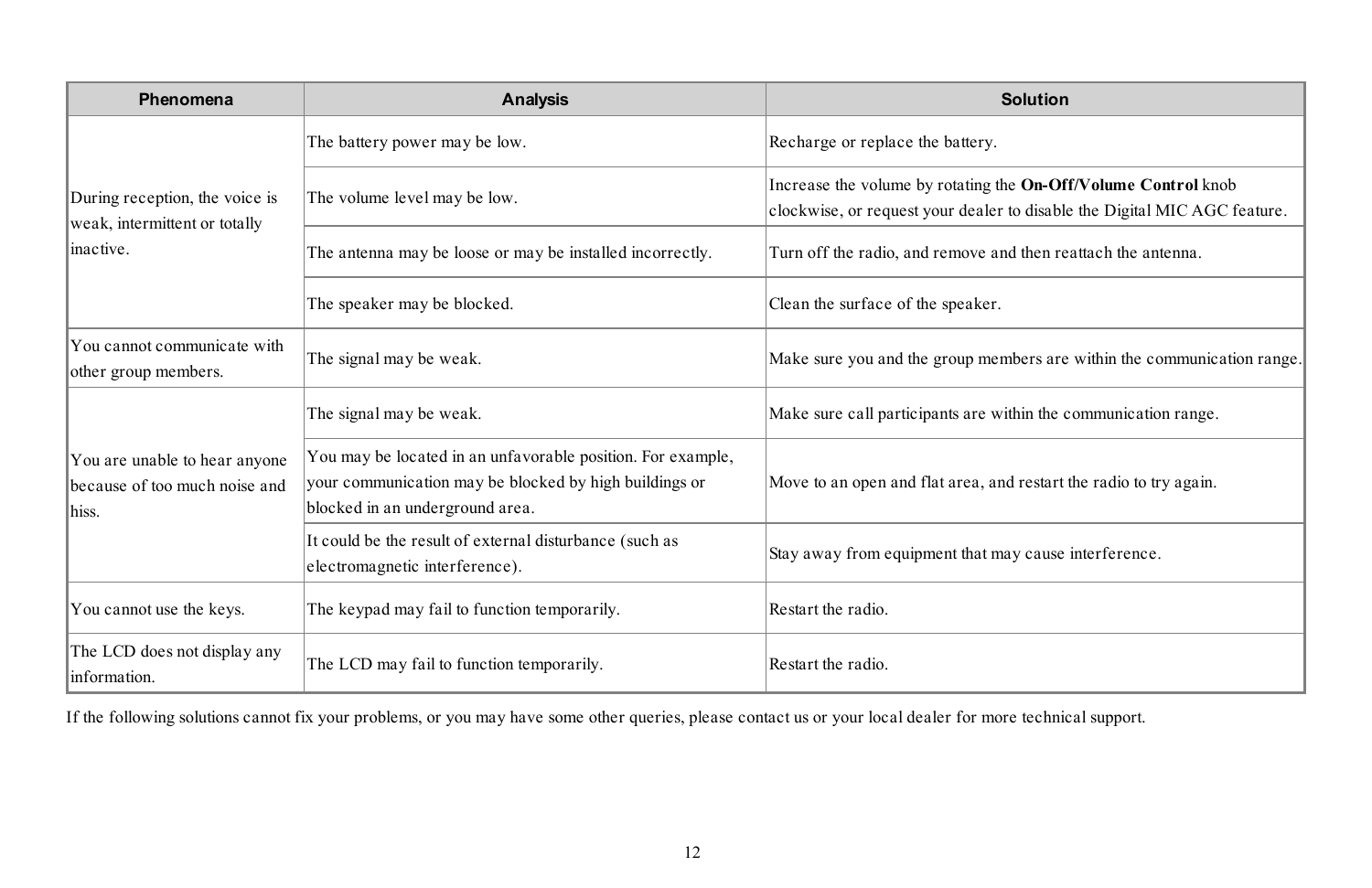| Phenomena | Analysis | Solution |
|---|---|---|
| During reception, the voice is weak, intermittent or totally inactive. | The battery power may be low. | Recharge or replace the battery. |
| | The volume level may be low. | Increase the volume by rotating the **On-Off/Volume Control** knob clockwise, or request your dealer to disable the Digital MIC AGC feature. |
| | The antenna may be loose or may be installed incorrectly. | Turn off the radio, and remove and then reattach the antenna. |
| | The speaker may be blocked. | Clean the surface of the speaker. |
| You cannot communicate with other group members. | The signal may be weak. | Make sure you and the group members are within the communication range. |
| You are unable to hear anyone because of too much noise and hiss. | The signal may be weak. | Make sure call participants are within the communication range. |
| | You may be located in an unfavorable position. For example, your communication may be blocked by high buildings or blocked in an underground area. | Move to an open and flat area, and restart the radio to try again. |
| | It could be the result of external disturbance (such as electromagnetic interference). | Stay away from equipment that may cause interference. |
| You cannot use the keys. | The keypad may fail to function temporarily. | Restart the radio. |
| The LCD does not display any information. | The LCD may fail to function temporarily. | Restart the radio. |

If the following solutions cannot fix your problems, or you may have some other queries, please contact us or your local dealer for more technical support.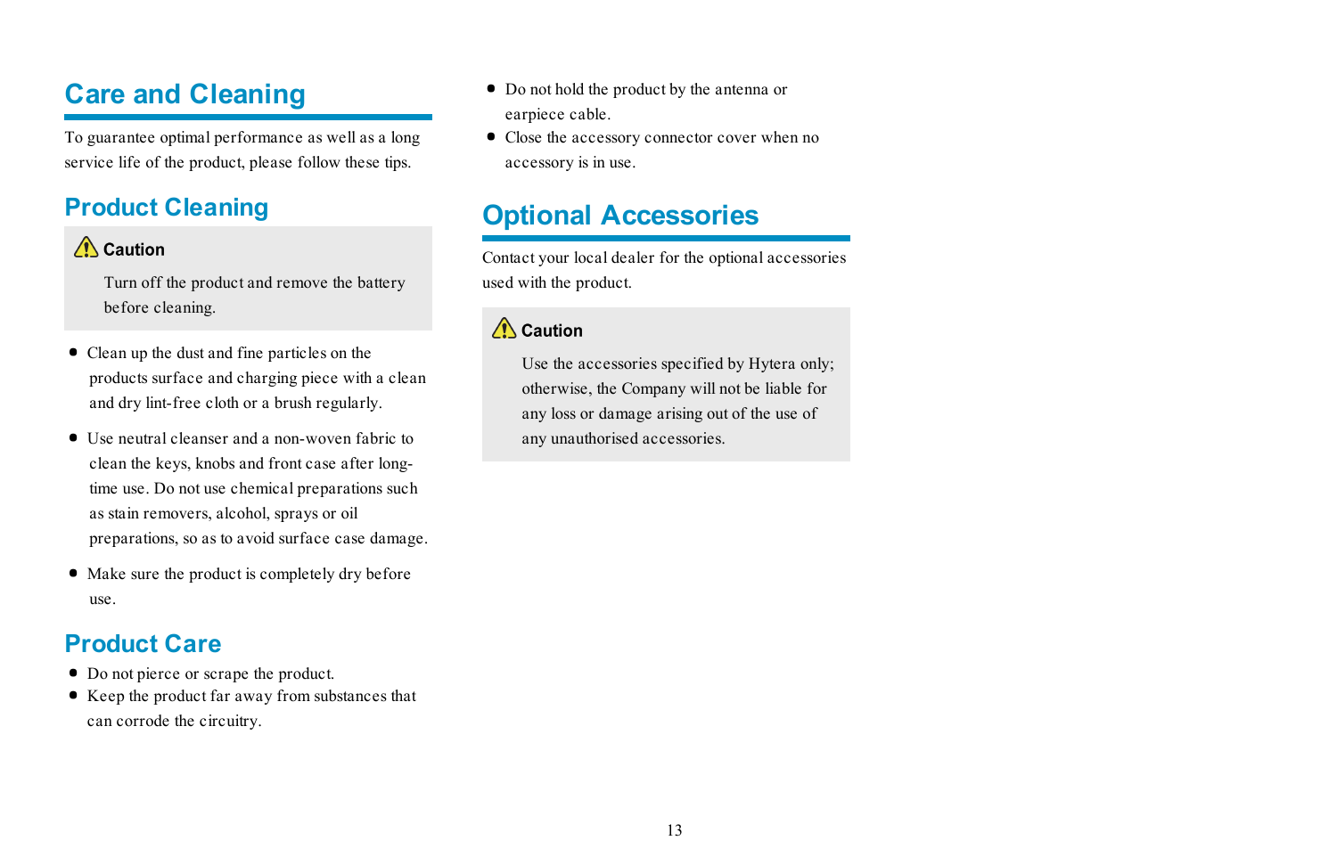# Care and Cleaning

To guarantee optimal performance as well as a long service life of the product, please follow these tips.

## Product Cleaning

**Caution**

Turn off the product and remove the battery before cleaning.

- Clean up the dust and fine particles on the products surface and charging piece with a clean and dry lint-free cloth or a brush regularly.
- Use neutral cleanser and a non-woven fabric to clean the keys, knobs and front case after long-time use. Do not use chemical preparations such as stain removers, alcohol, sprays or oil preparations, so as to avoid surface case damage.
- Make sure the product is completely dry before use.

## Product Care

- Do not pierce or scrape the product.
- Keep the product far away from substances that can corrode the circuitry.
- Do not hold the product by the antenna or earpiece cable.
- Close the accessory connector cover when no accessory is in use.

# Optional Accessories

Contact your local dealer for the optional accessories used with the product.

**Caution**

Use the accessories specified by Hytera only; otherwise, the Company will not be liable for any loss or damage arising out of the use of any unauthorised accessories.